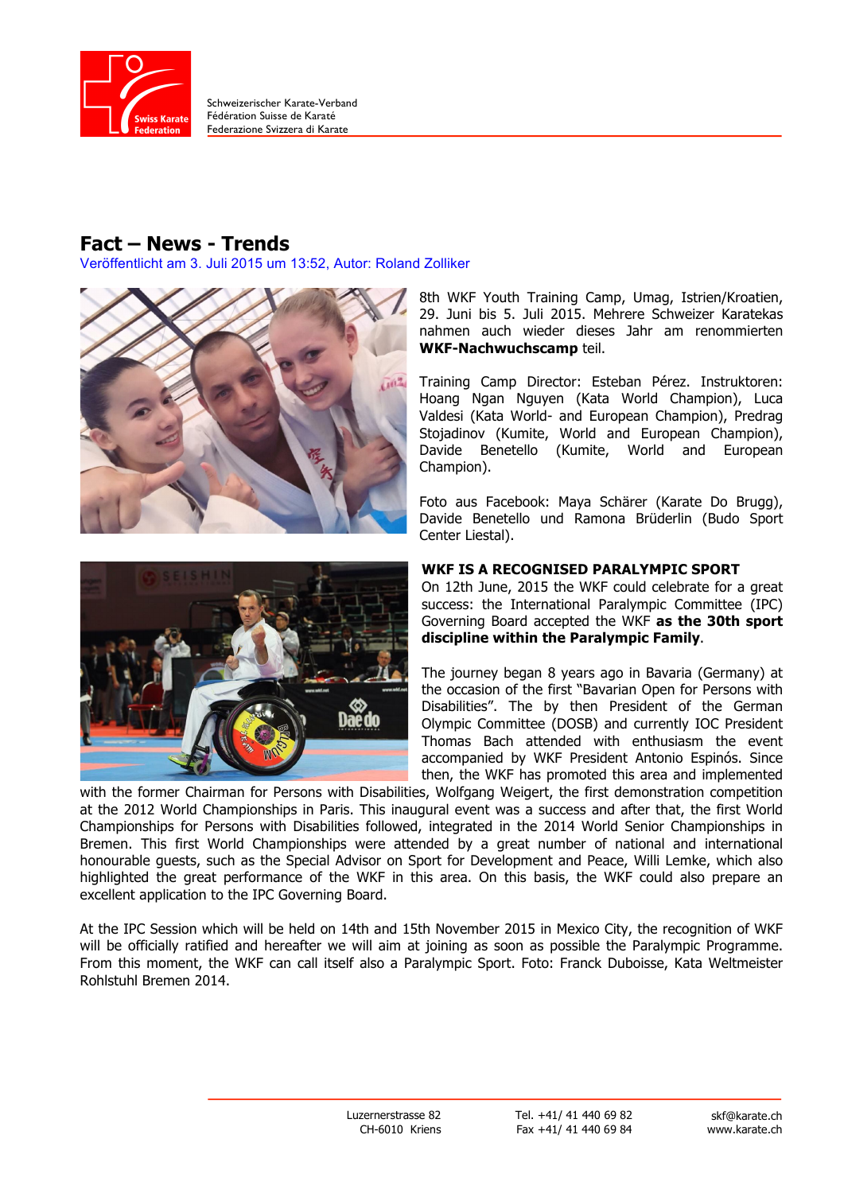Schweizerischer Karate-Verband
Fédération Suisse de Karaté
Federazione Svizzera di Karate

# Fact – News - Trends

Veröffentlicht am 3. Juli 2015 um 13:52, Autor: Roland Zolliker

8th WKF Youth Training Camp, Umag, Istrien/Kroatien, 29. Juni bis 5. Juli 2015. Mehrere Schweizer Karatekas nahmen auch wieder dieses Jahr am renommierten **WKF-Nachwuchscamp** teil.

Training Camp Director: Esteban Pérez. Instruktoren: Hoang Ngan Nguyen (Kata World Champion), Luca Valdesi (Kata World- and European Champion), Predrag Stojadinov (Kumite, World and European Champion), Davide Benetello (Kumite, World and European Champion).

Foto aus Facebook: Maya Schärer (Karate Do Brugg), Davide Benetello und Ramona Brüderlin (Budo Sport Center Liestal).

**WKF IS A RECOGNISED PARALYMPIC SPORT**

On 12th June, 2015 the WKF could celebrate for a great success: the International Paralympic Committee (IPC) Governing Board accepted the WKF **as the 30th sport discipline within the Paralympic Family**.

The journey began 8 years ago in Bavaria (Germany) at the occasion of the first "Bavarian Open for Persons with Disabilities". The by then President of the German Olympic Committee (DOSB) and currently IOC President Thomas Bach attended with enthusiasm the event accompanied by WKF President Antonio Espinós. Since then, the WKF has promoted this area and implemented with the former Chairman for Persons with Disabilities, Wolfgang Weigert, the first demonstration competition at the 2012 World Championships in Paris. This inaugural event was a success and after that, the first World Championships for Persons with Disabilities followed, integrated in the 2014 World Senior Championships in Bremen. This first World Championships were attended by a great number of national and international honourable guests, such as the Special Advisor on Sport for Development and Peace, Willi Lemke, which also highlighted the great performance of the WKF in this area. On this basis, the WKF could also prepare an excellent application to the IPC Governing Board.

At the IPC Session which will be held on 14th and 15th November 2015 in Mexico City, the recognition of WKF will be officially ratified and hereafter we will aim at joining as soon as possible the Paralympic Programme. From this moment, the WKF can call itself also a Paralympic Sport. Foto: Franck Duboisse, Kata Weltmeister Rohlstuhl Bremen 2014.

Luzernerstrasse 82
CH-6010 Kriens

Tel. +41/ 41 440 69 82
Fax +41/ 41 440 69 84

skf@karate.ch
www.karate.ch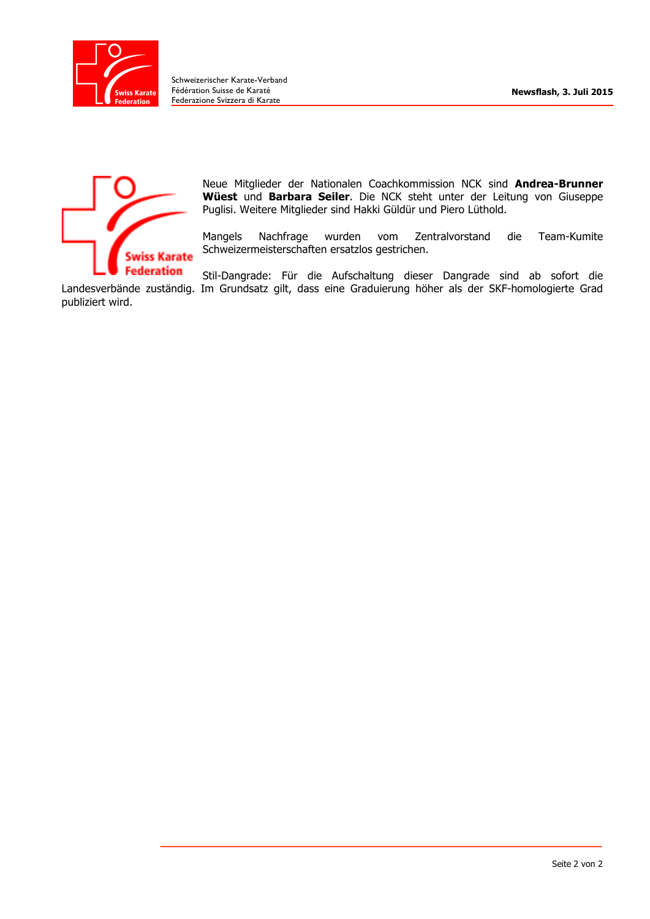Neue Mitglieder der Nationalen Coachkommission NCK sind **Andrea-Brunner Wüest** und **Barbara Seiler**. Die NCK steht unter der Leitung von Giuseppe Puglisi. Weitere Mitglieder sind Hakki Güldür und Piero Lüthold.

Mangels Nachfrage wurden vom Zentralvorstand die Team-Kumite Schweizermeisterschaften ersatzlos gestrichen.

Stil-Dangrade: Für die Aufschaltung dieser Dangrade sind ab sofort die Landesverbände zuständig. Im Grundsatz gilt, dass eine Graduierung höher als der SKF-homologierte Grad publiziert wird.